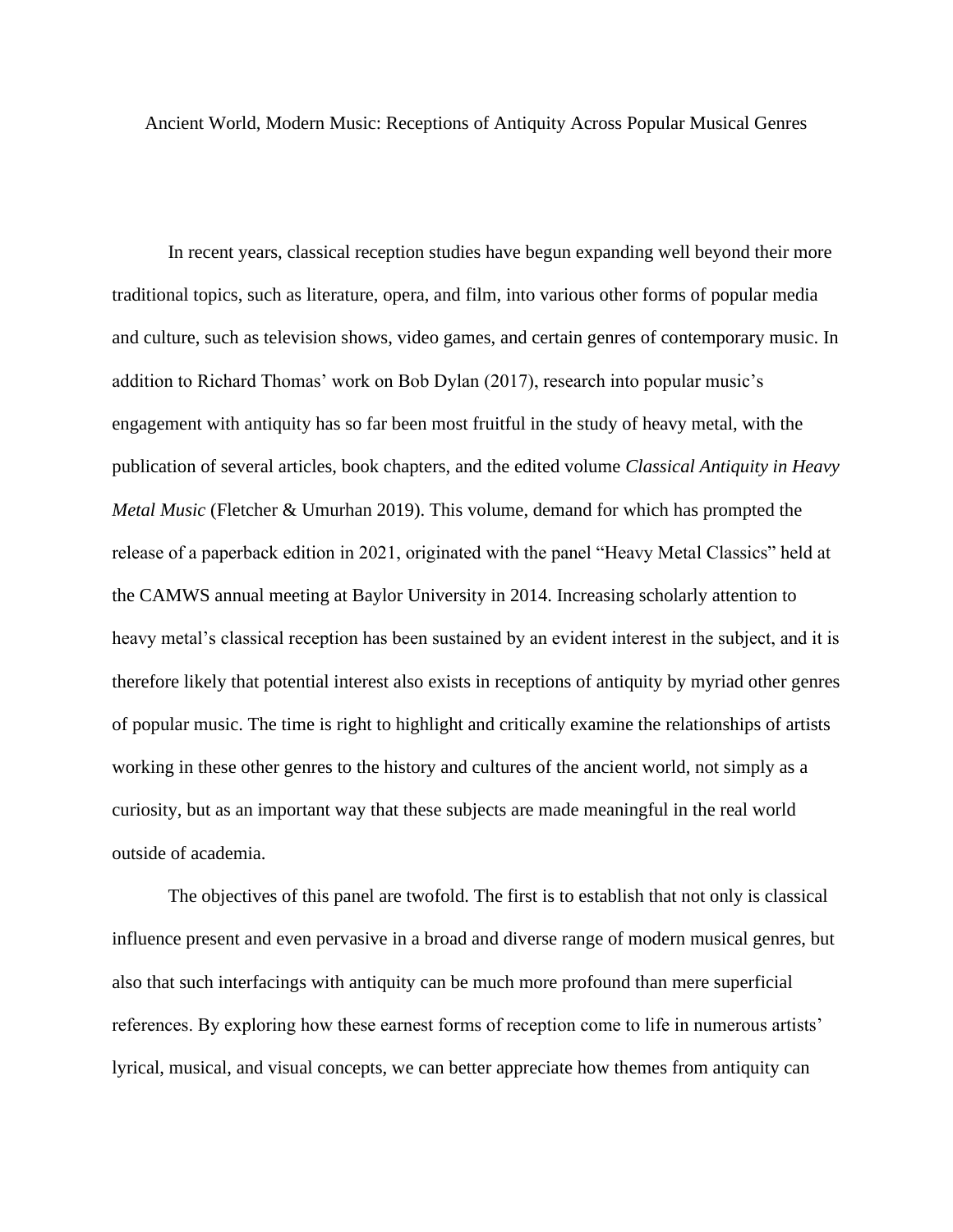# Ancient World, Modern Music: Receptions of Antiquity Across Popular Musical Genres

In recent years, classical reception studies have begun expanding well beyond their more traditional topics, such as literature, opera, and film, into various other forms of popular media and culture, such as television shows, video games, and certain genres of contemporary music. In addition to Richard Thomas' work on Bob Dylan (2017), research into popular music's engagement with antiquity has so far been most fruitful in the study of heavy metal, with the publication of several articles, book chapters, and the edited volume *Classical Antiquity in Heavy Metal Music* (Fletcher & Umurhan 2019). This volume, demand for which has prompted the release of a paperback edition in 2021, originated with the panel "Heavy Metal Classics" held at the CAMWS annual meeting at Baylor University in 2014. Increasing scholarly attention to heavy metal's classical reception has been sustained by an evident interest in the subject, and it is therefore likely that potential interest also exists in receptions of antiquity by myriad other genres of popular music. The time is right to highlight and critically examine the relationships of artists working in these other genres to the history and cultures of the ancient world, not simply as a curiosity, but as an important way that these subjects are made meaningful in the real world outside of academia.

The objectives of this panel are twofold. The first is to establish that not only is classical influence present and even pervasive in a broad and diverse range of modern musical genres, but also that such interfacings with antiquity can be much more profound than mere superficial references. By exploring how these earnest forms of reception come to life in numerous artists' lyrical, musical, and visual concepts, we can better appreciate how themes from antiquity can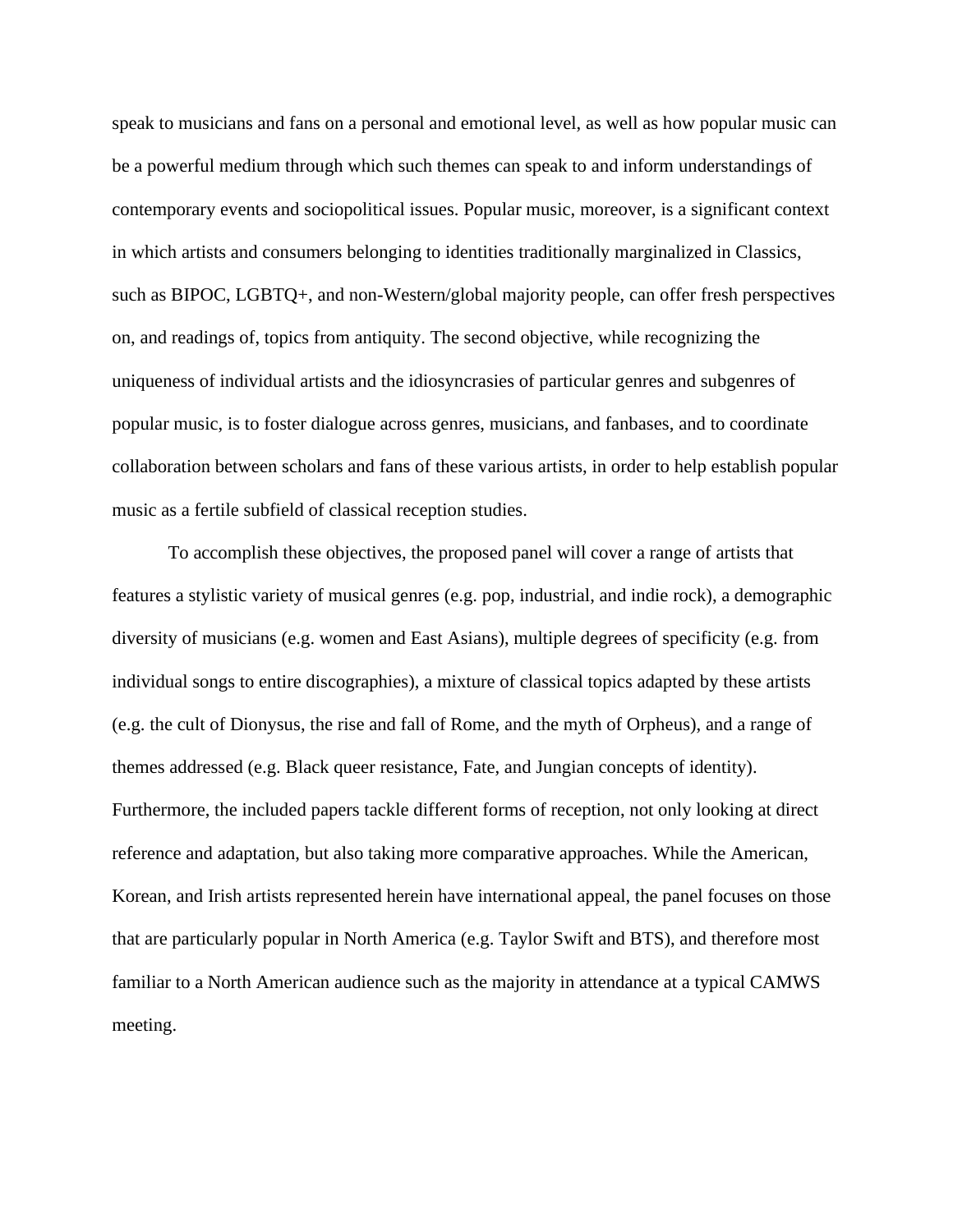speak to musicians and fans on a personal and emotional level, as well as how popular music can be a powerful medium through which such themes can speak to and inform understandings of contemporary events and sociopolitical issues. Popular music, moreover, is a significant context in which artists and consumers belonging to identities traditionally marginalized in Classics, such as BIPOC, LGBTQ+, and non-Western/global majority people, can offer fresh perspectives on, and readings of, topics from antiquity. The second objective, while recognizing the uniqueness of individual artists and the idiosyncrasies of particular genres and subgenres of popular music, is to foster dialogue across genres, musicians, and fanbases, and to coordinate collaboration between scholars and fans of these various artists, in order to help establish popular music as a fertile subfield of classical reception studies.

To accomplish these objectives, the proposed panel will cover a range of artists that features a stylistic variety of musical genres (e.g. pop, industrial, and indie rock), a demographic diversity of musicians (e.g. women and East Asians), multiple degrees of specificity (e.g. from individual songs to entire discographies), a mixture of classical topics adapted by these artists (e.g. the cult of Dionysus, the rise and fall of Rome, and the myth of Orpheus), and a range of themes addressed (e.g. Black queer resistance, Fate, and Jungian concepts of identity). Furthermore, the included papers tackle different forms of reception, not only looking at direct reference and adaptation, but also taking more comparative approaches. While the American, Korean, and Irish artists represented herein have international appeal, the panel focuses on those that are particularly popular in North America (e.g. Taylor Swift and BTS), and therefore most familiar to a North American audience such as the majority in attendance at a typical CAMWS meeting.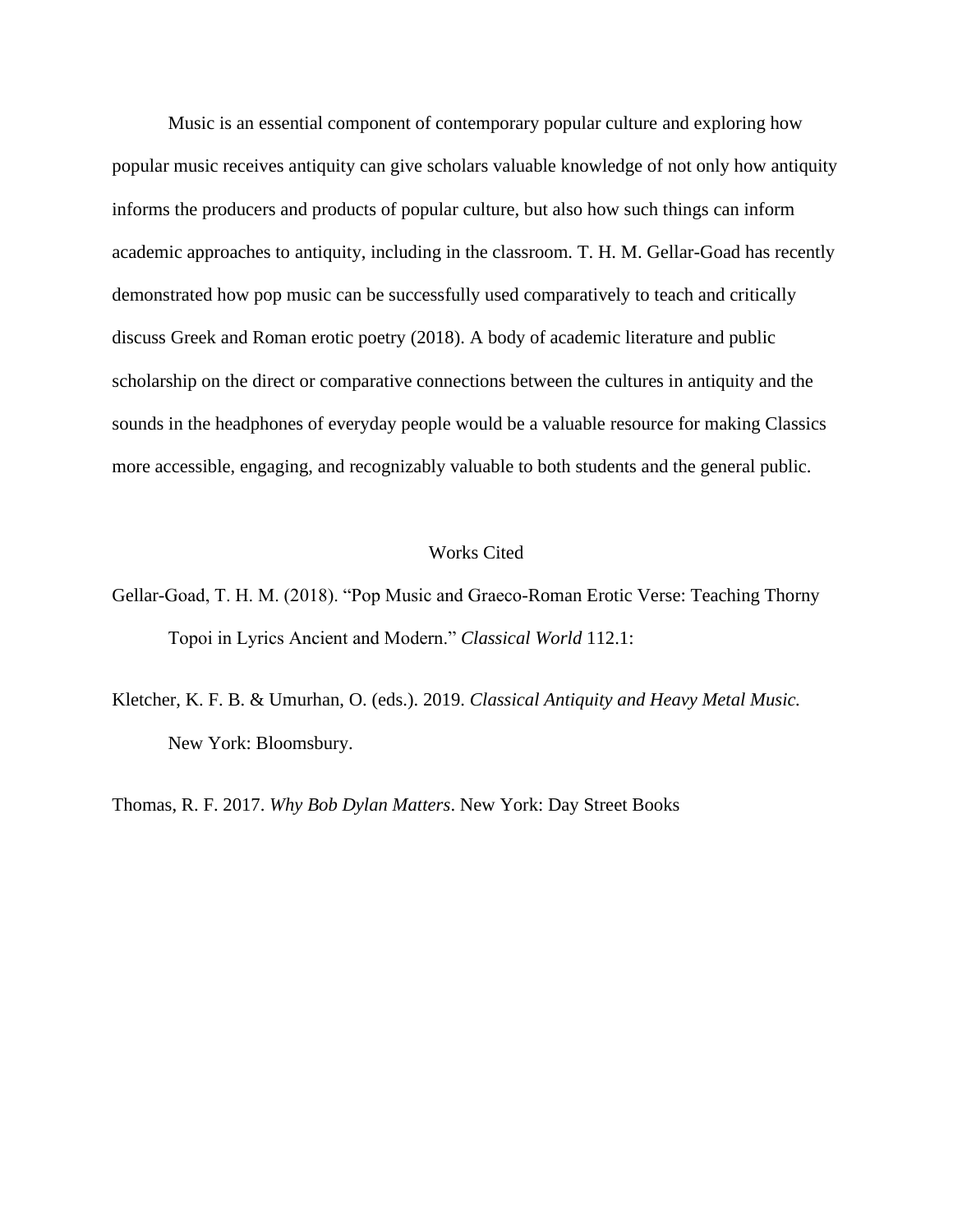Music is an essential component of contemporary popular culture and exploring how popular music receives antiquity can give scholars valuable knowledge of not only how antiquity informs the producers and products of popular culture, but also how such things can inform academic approaches to antiquity, including in the classroom. T. H. M. Gellar-Goad has recently demonstrated how pop music can be successfully used comparatively to teach and critically discuss Greek and Roman erotic poetry (2018). A body of academic literature and public scholarship on the direct or comparative connections between the cultures in antiquity and the sounds in the headphones of everyday people would be a valuable resource for making Classics more accessible, engaging, and recognizably valuable to both students and the general public.

## Works Cited

Gellar-Goad, T. H. M. (2018). "Pop Music and Graeco-Roman Erotic Verse: Teaching Thorny Topoi in Lyrics Ancient and Modern." *Classical World* 112.1:

Kletcher, K. F. B. & Umurhan, O. (eds.). 2019. *Classical Antiquity and Heavy Metal Music.* New York: Bloomsbury.

Thomas, R. F. 2017. *Why Bob Dylan Matters*. New York: Day Street Books